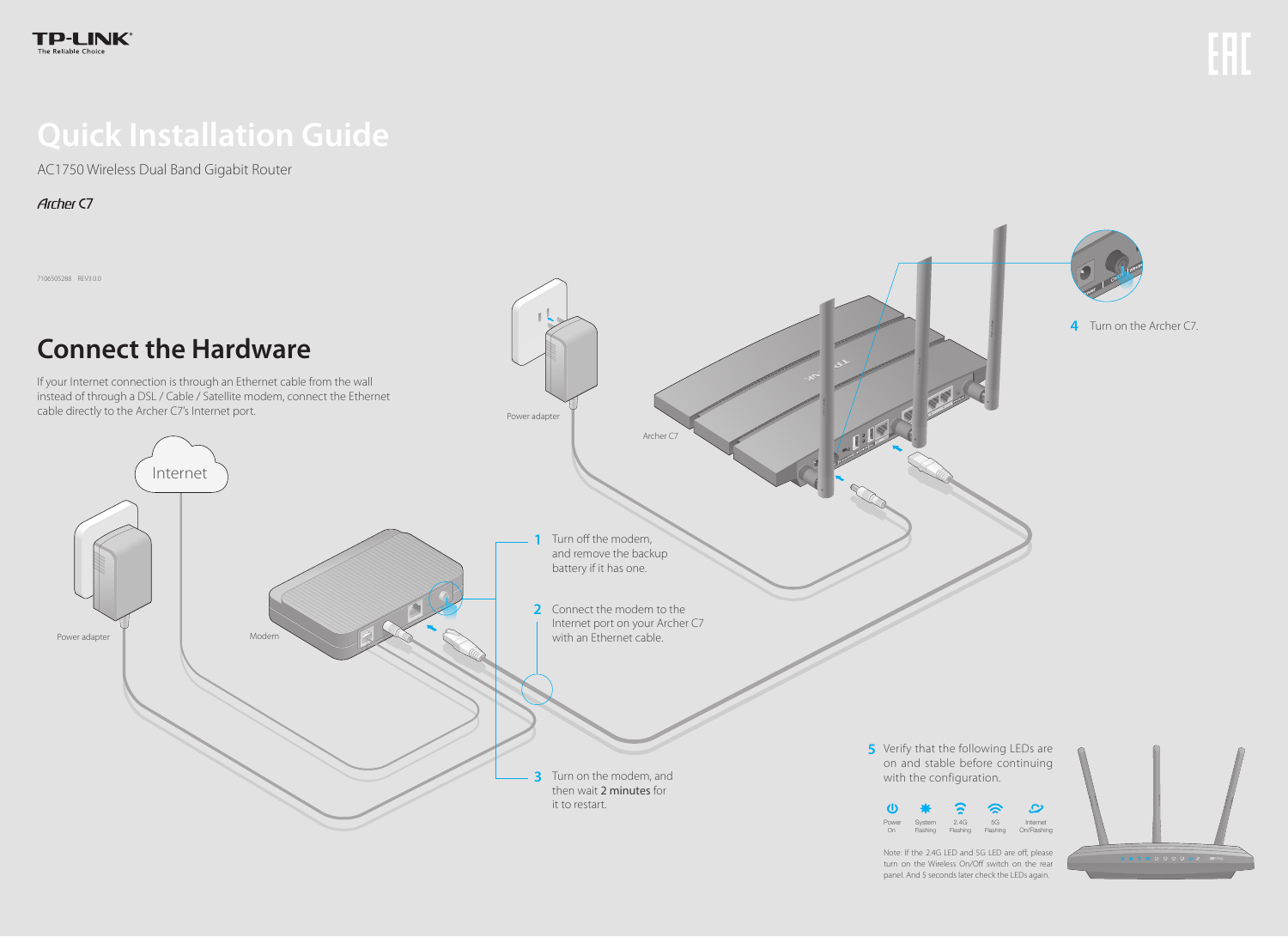TP-LINK
The Reliable Choice

# Quick Installation Guide

AC1750 Wireless Dual Band Gigabit Router

*Archer C7*

7106505288 REV3.0.0

## Connect the Hardware

If your Internet connection is through an Ethernet cable from the wall instead of through a DSL / Cable / Satellite modem, connect the Ethernet cable directly to the Archer C7's Internet port.

Internet

Power adapter

Modem

Power adapter

Archer C7

1 Turn off the modem, and remove the backup battery if it has one.

2 Connect the modem to the Internet port on your Archer C7 with an Ethernet cable.

3 Turn on the modem, and then wait **2 minutes** for it to restart.

4 Turn on the Archer C7.

5 Verify that the following LEDs are on and stable before continuing with the configuration.

| Power | System | 2.4G | 5G | Internet |
| --- | --- | --- | --- | --- |
| On | Flashing | Flashing | Flashing | On/Flashing |

Note: If the 2.4G LED and 5G LED are off, please turn on the Wireless On/Off switch on the rear panel. And 5 seconds later check the LEDs again.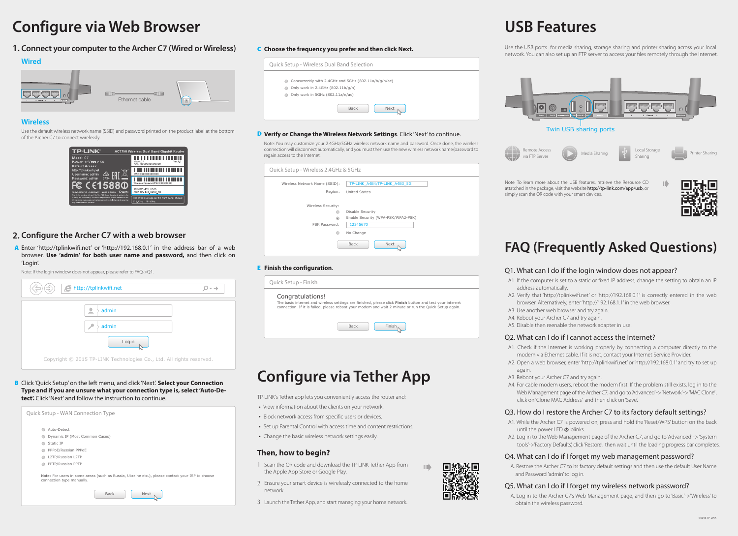# Configure via Web Browser

## 1. Connect your computer to the Archer C7 (Wired or Wireless)

### Wired

Ethernet cable

### Wireless

Use the default wireless network name (SSID) and password printed on the product label at the bottom of the Archer C7 to connect wirelessly.

## 2. Configure the Archer C7 with a web browser

**A** Enter 'http://tplinkwifi.net' or 'http://192.168.0.1' in the address bar of a web browser. **Use 'admin' for both user name and password,** and then click on 'Login'.

Note: If the login window does not appear, please refer to FAQ->Q1.

http://tplinkwifi.net

admin

admin

Login

Copyright © 2015 TP-LINK Technologies Co., Ltd. All rights reserved.

**B** Click 'Quick Setup' on the left menu, and click 'Next'. **Select your Connection Type and if you are unsure what your connection type is, select 'Auto-Detect'.** Click 'Next' and follow the instruction to continue.

Quick Setup - WAN Connection Type

- Auto-Detect
- Dynamic IP (Most Common Cases)
- Static IP
- PPPoE/Russian PPPoE
- L2TP/Russian L2TP
- PPTP/Russian PPTP

Note: For users in some areas (such as Russia, Ukraine etc.), please contact your ISP to choose connection type manually.

Back Next

**C** **Choose the frequency you prefer and then click Next.**

Quick Setup - Wireless Dual Band Selection

- Concurrently with 2.4GHz and 5GHz (802.11a/b/g/n/ac)
- Only work in 2.4GHz (802.11b/g/n)
- Only work in 5GHz (802.11a/n/ac)

Back Next

**D** **Verify or Change the Wireless Network Settings**. Click 'Next' to continue.

Note: You may customize your 2.4GHz/5GHz wireless network name and password. Once done, the wireless connection will disconnect automatically, and you must then use the new wireless network name/password to regain access to the Internet.

Quick Setup - Wireless 2.4GHz & 5GHz

Wireless Network Name (SSID): TP-LINK_A4B4/TP-LINK_A4B3_5G

Region: United States

Wireless Security:
- Disable Security
- Enable Security (WPA-PSK/WPA2-PSK)

PSK Password: 12345670

- No Change

Back Next

**E** **Finish the configuration**.

Quick Setup - Finish

Congratulations!

The basic internet and wireless settings are finished, please click **Finish** button and test your internet connection. If it is failed, please reboot your modem and wait 2 minute or run the Quick Setup again.

Back Finish

# Configure via Tether App

TP-LINK's Tether app lets you conveniently access the router and:

- View information about the clients on your network.
- Block network access from specific users or devices.
- Set up Parental Control with access time and content restrictions.
- Change the basic wireless network settings easily.

## Then, how to begin?

1. Scan the QR code and download the TP-LINK Tether App from the Apple App Store or Google Play.
2. Ensure your smart device is wirelessly connected to the home network.
3. Launch the Tether App, and start managing your home network.

# USB Features

Use the USB ports for media sharing, storage sharing and printer sharing across your local network. You can also set up an FTP server to access your files remotely through the Internet.

Twin USB sharing ports

Remote Access via FTP Server

Media Sharing

Local Storage Sharing

Printer Sharing

Note: To learn more about the USB features, retrieve the Resource CD attatched in the package, visit the website http://tp-link.com/app/usb, or simply scan the QR code with your smart devices.

# FAQ (Frequently Asked Questions)

## Q1. What can I do if the login window does not appear?

A1. If the computer is set to a static or fixed IP address, change the setting to obtain an IP address automatically.

A2. Verify that 'http://tplinkwifi.net' or 'http://192.168.0.1' is correctly entered in the web browser. Alternatively, enter 'http://192.168.1.1' in the web browser.

A3. Use another web browser and try again.

A4. Reboot your Archer C7 and try again.

A5. Disable then reenable the network adapter in use.

## Q2. What can I do if I cannot access the Internet?

A1. Check if the Internet is working properly by connecting a computer directly to the modem via Ethernet cable. If it is not, contact your Internet Service Provider.

A2. Open a web browser, enter 'http://tplinkwifi.net' or 'http://192.168.0.1' and try to set up again.

A3. Reboot your Archer C7 and try again.

A4. For cable modem users, reboot the modem first. If the problem still exists, log in to the Web Management page of the Archer C7, and go to 'Advanced' -> 'Network' -> 'MAC Clone', click on 'Clone MAC Address' and then click on 'Save'.

## Q3. How do I restore the Archer C7 to its factory default settings?

A1. While the Archer C7 is powered on, press and hold the 'Reset/WPS' button on the back until the power LED ⏻ blinks.

A2. Log in to the Web Management page of the Archer C7, and go to 'Advanced' -> 'System tools'->'Factory Defaults', click 'Restore', then wait until the loading progress bar completes.

## Q4. What can I do if I forget my web management password?

A. Restore the Archer C7 to its factory default settings and then use the default User Name and Password 'admin' to log in.

## Q5. What can I do if I forget my wireless network password?

A. Log in to the Archer C7's Web Management page, and then go to 'Basic'->'Wireless' to obtain the wireless password.

©2015 TP-LINK